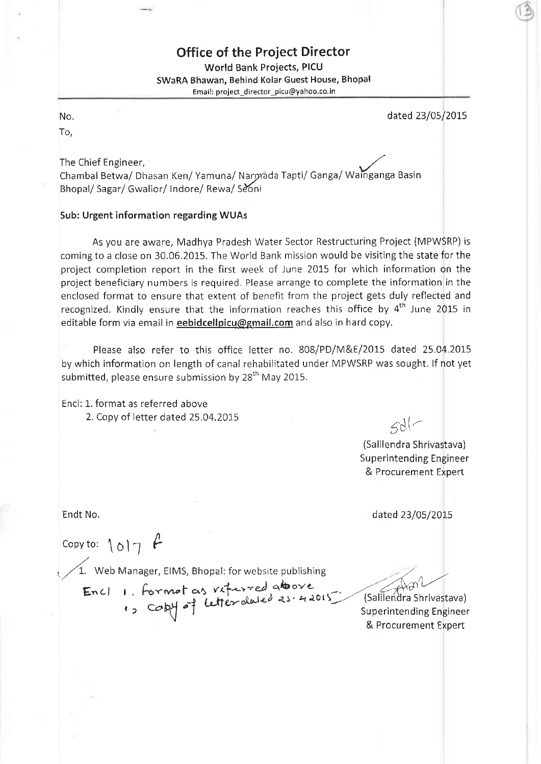# Office of the Project Director

**World Bank Projects, PICU**

**SWaRA Bhawan, Behind Kolar Guest House, Bhopal**

Email: project_director_picu@yahoo.co.in

No. dated 23/05/2015

To,

The Chief Engineer,
Chambal Betwa/ Dhasan Ken/ Yamuna/ Narmada Tapti/ Ganga/ Wainganga Basin
Bhopal/ Sagar/ Gwalior/ Indore/ Rewa/ Seoni

**Sub: Urgent information regarding WUAs**

As you are aware, Madhya Pradesh Water Sector Restructuring Project (MPWSRP) is coming to a close on 30.06.2015. The World Bank mission would be visiting the state for the project completion report in the first week of June 2015 for which information on the project beneficiary numbers is required. Please arrange to complete the information in the enclosed format to ensure that extent of benefit from the project gets duly reflected and recognized. Kindly ensure that the information reaches this office by 4th June 2015 in editable form via email in **eebidcellpicu@gmail.com** and also in hard copy.

Please also refer to this office letter no. 808/PD/M&E/2015 dated 25.04.2015 by which information on length of canal rehabilitated under MPWSRP was sought. If not yet submitted, please ensure submission by 28th May 2015.

Encl: 1. format as referred above
2. Copy of letter dated 25.04.2015

sd/-

(Salilendra Shrivastava)
Superintending Engineer
& Procurement Expert

Endt No. dated 23/05/2015

Copy to: 1017 F

1. Web Manager, EIMS, Bhopal: for website publishing
Encl 1. format as referred above
2. copy of letter dated 25.4.2015

(Salilendra Shrivastava)
Superintending Engineer
& Procurement Expert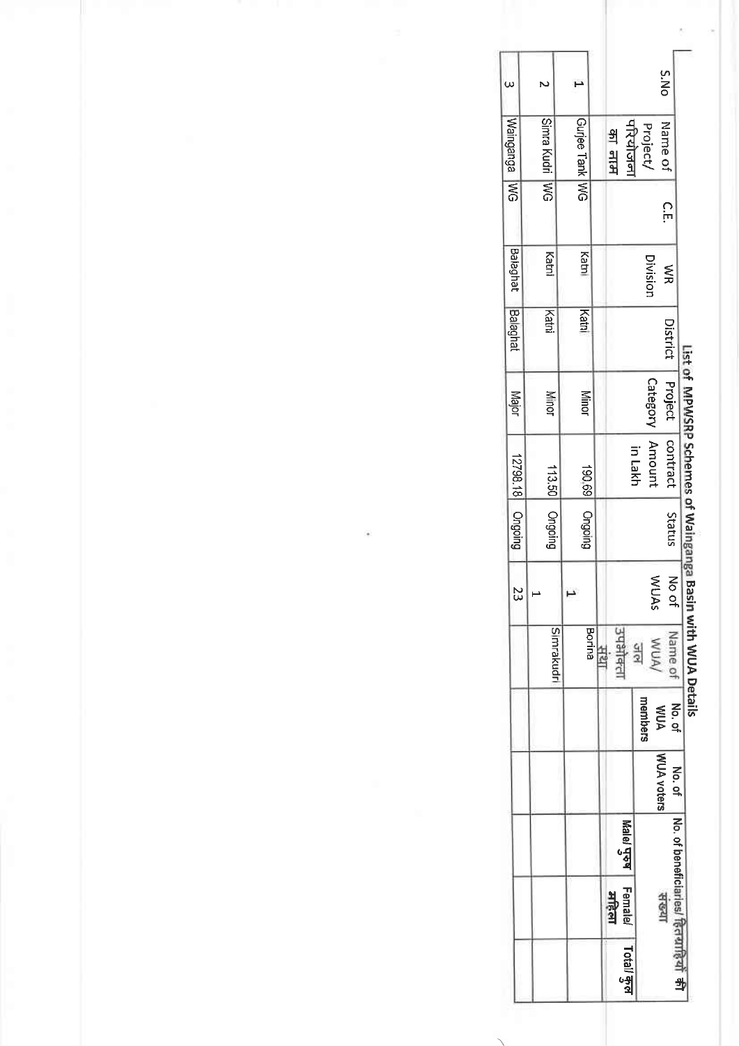## List of MPWSRP Schemes of Wainganga Basin with WUA Details

| S.No | Name of Project/ परियोजना का नाम | C.E. | WR Division | District | Project Category | contract Amount in Lakh | Status | No of WUAS | Name of WUA/ जल उपभोक्ता संथा | No. of WUA members | No. of WUA voters | No. of beneficiaries/ हितग्राहियों की संख्या | | |
|---|---|---|---|---|---|---|---|---|---|---|---|---|---|---|
| | | | | | | | | | | | | Male/ पुरुष | Female/ महिला | Total/ कुल |
| 1 | Gurjee Tank | WG | Katni | Katni | Minor | 190.69 | Ongoing | 1 | Borina | | | | | |
| 2 | Simra Kudri | WG | Katni | Katni | Minor | 113.50 | Ongoing | 1 | Simrakudri | | | | | |
| 3 | Waingaga | WG | Balaghat | Balaghat | Major | 12798.18 | Ongoing | 23 | | | | | | |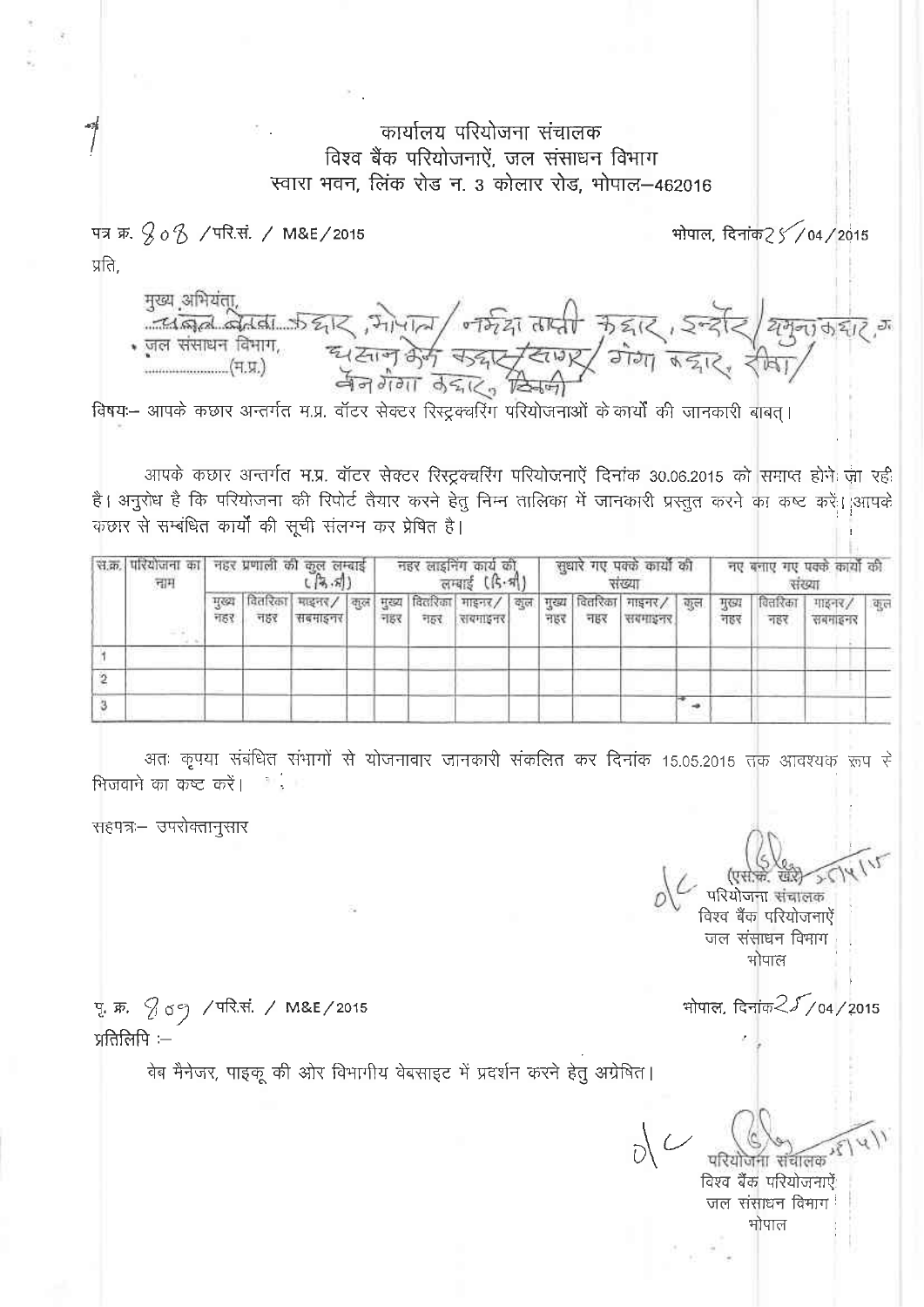कार्यालय परियोजना संचालक
विश्व बैंक परियोजनाऐं, जल संसाधन विभाग
स्वारा भवन, लिंक रोड न. 3 कोलार रोड, भोपाल–462016

पत्र क्र. 808 /परि.सं. / M&E/2015 भोपाल, दिनांक 25/04/2015

प्रति,

मुख्य अभियंता,
चम्बल बेतवा कछार, भोपाल / नर्मदा ताप्ती कछार, इन्दौर / यमुना कछार, ग्वा. / धसान केन कछार / सागर / गंगा कछार, रीवा / वैनगंगा कछार, सिवनी
जल संसाधन विभाग,
(म.प्र.)

विषयः– आपके कछार अन्तर्गत म.प्र. वॉटर सेक्टर रिस्ट्रक्चरिंग परियोजनाओं के कार्यों की जानकारी बाबत्।

आपके कछार अन्तर्गत म.प्र. वॉटर सेक्टर रिस्ट्रक्चरिंग परियोजनाऐं दिनांक 30.06.2015 को समाप्त होने जा रही है। अनुरोध है कि परियोजना की रिपोर्ट तैयार करने हेतु निम्न तालिका में जानकारी प्रस्तुत करने का कष्ट करें। आपके कछार से सम्बंधित कार्यों की सूची संलग्न कर प्रेषित है।

| स.क्र. | परियोजना का नाम | नहर प्रणाली की कुल लम्बाई (कि.मी.) | | | | नहर लाइनिंग कार्य की लम्बाई (कि.मी.) | | | | सुधारे गए पक्के कार्यों की संख्या | | | | नए बनाए गए पक्के कार्यों की संख्या | | | |
|---|---|---|---|---|---|---|---|---|---|---|---|---|---|---|---|---|---|
| | | मुख्य नहर | वितरिका नहर | माइनर / सबमाइनर | कुल | मुख्य नहर | वितरिका नहर | माइनर / सबमाइनर | कुल | मुख्य नहर | वितरिका नहर | माइनर / सबमाइनर | कुल | मुख्य नहर | वितरिका नहर | माइनर / सबमाइनर | कुल |
| 1 | | | | | | | | | | | | | | | | | |
| 2 | | | | | | | | | | | | | | | | | |
| 3 | | | | | | | | | | | | | | | | | |

अतः कृपया संबंधित संभागों से योजनावार जानकारी संकलित कर दिनांक 15.05.2015 तक आवश्यक रूप से भिजवाने का कष्ट करें।

सहपत्रः– उपरोक्तानुसार

(एस.के. खरे) 25/4/15
परियोजना संचालक
विश्व बैंक परियोजनाऐं
जल संसाधन विभाग
भोपाल

पृ. क्र. 809 /परि.सं. / M&E/2015 भोपाल, दिनांक 25/04/2015

प्रतिलिपि :–

वेब मैनेजर, पाइकू की ओर विभागीय वेबसाइट में प्रदर्शन करने हेतु अग्रेषित।

परियोजना संचालक
विश्व बैंक परियोजनाऐं
जल संसाधन विभाग
भोपाल